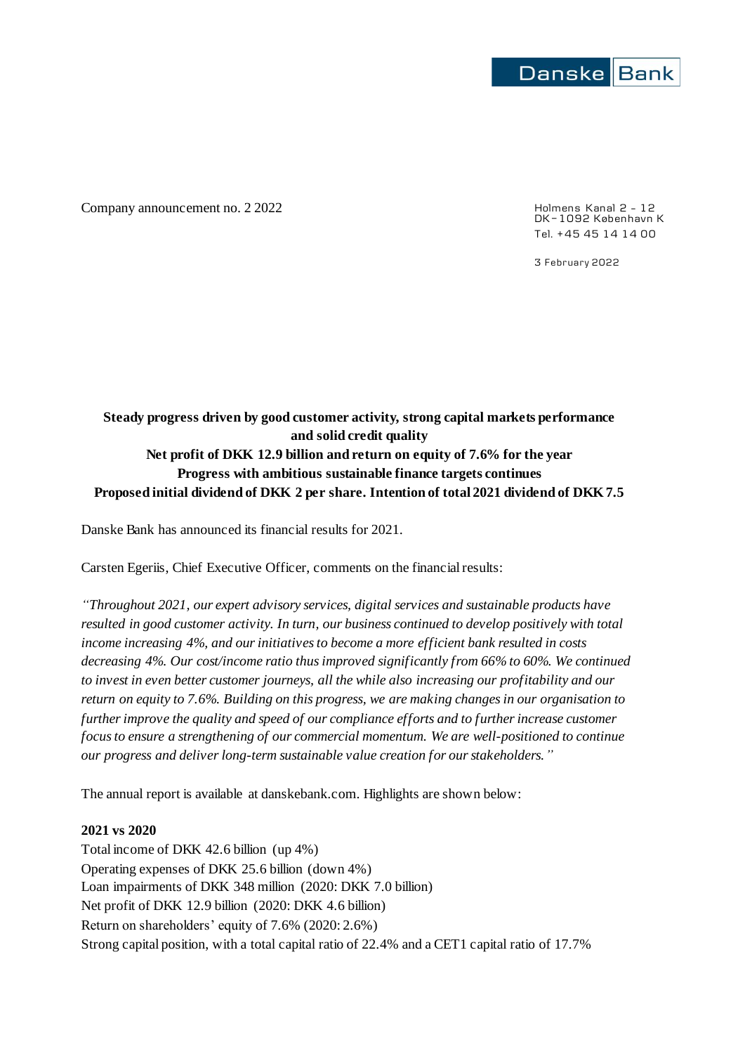Danske Bank

Company announcement no. 2 2022

Holmens Kanal 2 - 12
DK-1092 København K
Tel. +45 45 14 14 00

3 February 2022

**Steady progress driven by good customer activity, strong capital markets performance and solid credit quality**
**Net profit of DKK 12.9 billion and return on equity of 7.6% for the year**
**Progress with ambitious sustainable finance targets continues**
**Proposed initial dividend of DKK 2 per share. Intention of total 2021 dividend of DKK 7.5**

Danske Bank has announced its financial results for 2021.

Carsten Egeriis, Chief Executive Officer, comments on the financial results:

*"Throughout 2021, our expert advisory services, digital services and sustainable products have resulted in good customer activity. In turn, our business continued to develop positively with total income increasing 4%, and our initiatives to become a more efficient bank resulted in costs decreasing 4%. Our cost/income ratio thus improved significantly from 66% to 60%. We continued to invest in even better customer journeys, all the while also increasing our profitability and our return on equity to 7.6%. Building on this progress, we are making changes in our organisation to further improve the quality and speed of our compliance efforts and to further increase customer focus to ensure a strengthening of our commercial momentum. We are well-positioned to continue our progress and deliver long-term sustainable value creation for our stakeholders."*

The annual report is available at danskebank.com. Highlights are shown below:

**2021 vs 2020**

Total income of DKK 42.6 billion (up 4%)
Operating expenses of DKK 25.6 billion (down 4%)
Loan impairments of DKK 348 million (2020: DKK 7.0 billion)
Net profit of DKK 12.9 billion (2020: DKK 4.6 billion)
Return on shareholders' equity of 7.6% (2020: 2.6%)
Strong capital position, with a total capital ratio of 22.4% and a CET1 capital ratio of 17.7%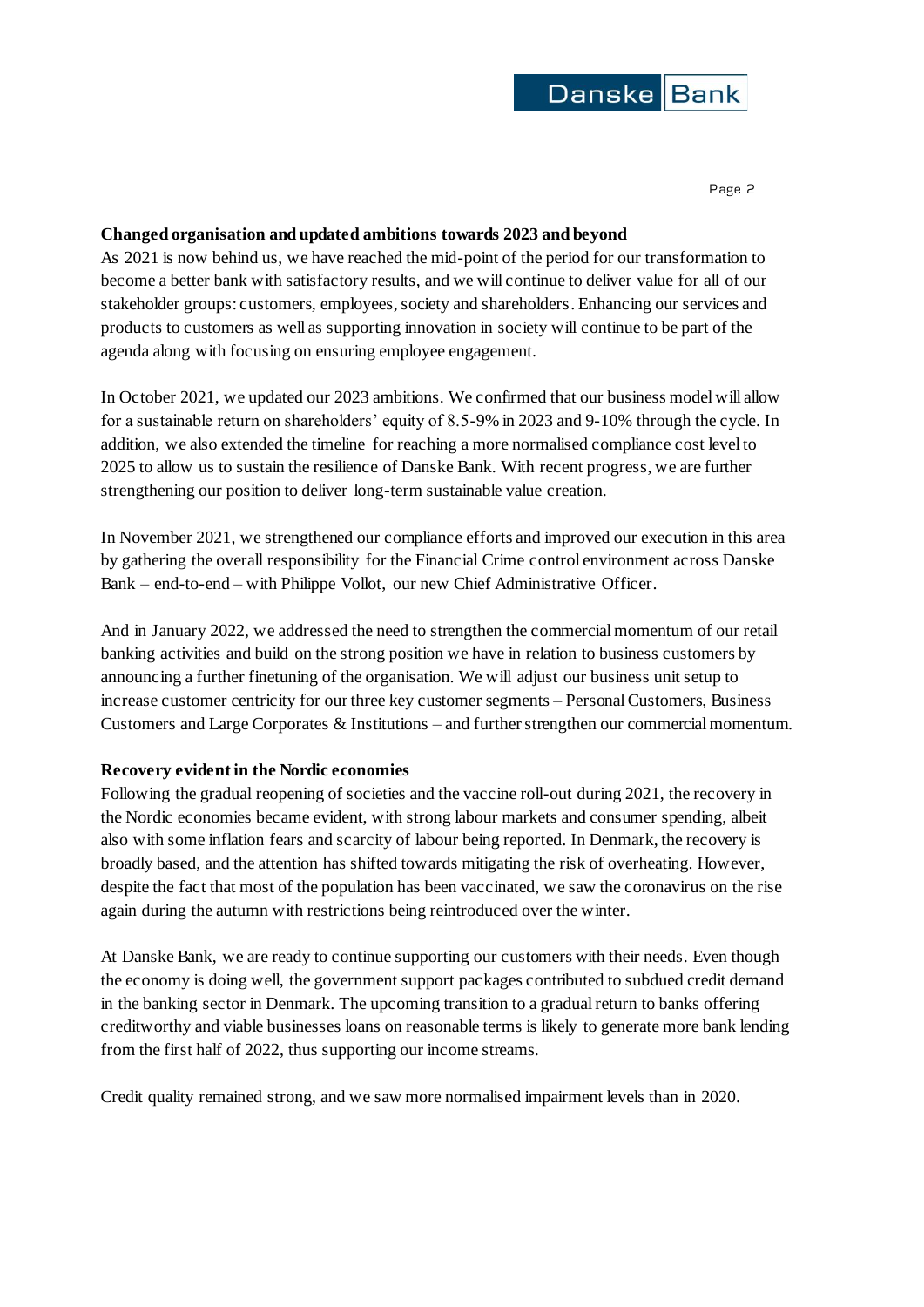**Changed organisation and updated ambitions towards 2023 and beyond**

As 2021 is now behind us, we have reached the mid-point of the period for our transformation to become a better bank with satisfactory results, and we will continue to deliver value for all of our stakeholder groups: customers, employees, society and shareholders. Enhancing our services and products to customers as well as supporting innovation in society will continue to be part of the agenda along with focusing on ensuring employee engagement.

In October 2021, we updated our 2023 ambitions. We confirmed that our business model will allow for a sustainable return on shareholders' equity of 8.5-9% in 2023 and 9-10% through the cycle. In addition, we also extended the timeline for reaching a more normalised compliance cost level to 2025 to allow us to sustain the resilience of Danske Bank. With recent progress, we are further strengthening our position to deliver long-term sustainable value creation.

In November 2021, we strengthened our compliance efforts and improved our execution in this area by gathering the overall responsibility for the Financial Crime control environment across Danske Bank – end-to-end – with Philippe Vollot, our new Chief Administrative Officer.

And in January 2022, we addressed the need to strengthen the commercial momentum of our retail banking activities and build on the strong position we have in relation to business customers by announcing a further finetuning of the organisation. We will adjust our business unit setup to increase customer centricity for our three key customer segments – Personal Customers, Business Customers and Large Corporates & Institutions – and further strengthen our commercial momentum.

**Recovery evident in the Nordic economies**

Following the gradual reopening of societies and the vaccine roll-out during 2021, the recovery in the Nordic economies became evident, with strong labour markets and consumer spending, albeit also with some inflation fears and scarcity of labour being reported. In Denmark, the recovery is broadly based, and the attention has shifted towards mitigating the risk of overheating. However, despite the fact that most of the population has been vaccinated, we saw the coronavirus on the rise again during the autumn with restrictions being reintroduced over the winter.

At Danske Bank, we are ready to continue supporting our customers with their needs. Even though the economy is doing well, the government support packages contributed to subdued credit demand in the banking sector in Denmark. The upcoming transition to a gradual return to banks offering creditworthy and viable businesses loans on reasonable terms is likely to generate more bank lending from the first half of 2022, thus supporting our income streams.

Credit quality remained strong, and we saw more normalised impairment levels than in 2020.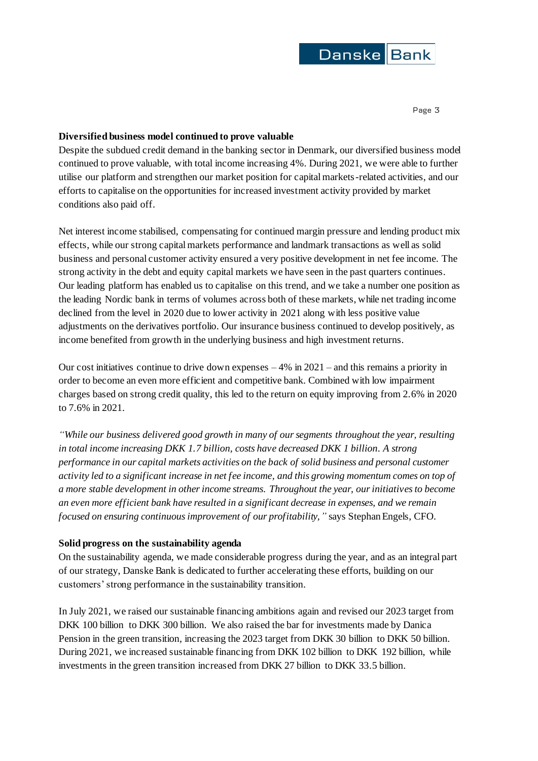**Diversified business model continued to prove valuable**

Despite the subdued credit demand in the banking sector in Denmark, our diversified business model continued to prove valuable, with total income increasing 4%. During 2021, we were able to further utilise our platform and strengthen our market position for capital markets-related activities, and our efforts to capitalise on the opportunities for increased investment activity provided by market conditions also paid off.

Net interest income stabilised, compensating for continued margin pressure and lending product mix effects, while our strong capital markets performance and landmark transactions as well as solid business and personal customer activity ensured a very positive development in net fee income. The strong activity in the debt and equity capital markets we have seen in the past quarters continues. Our leading platform has enabled us to capitalise on this trend, and we take a number one position as the leading Nordic bank in terms of volumes across both of these markets, while net trading income declined from the level in 2020 due to lower activity in 2021 along with less positive value adjustments on the derivatives portfolio. Our insurance business continued to develop positively, as income benefited from growth in the underlying business and high investment returns.

Our cost initiatives continue to drive down expenses – 4% in 2021 – and this remains a priority in order to become an even more efficient and competitive bank. Combined with low impairment charges based on strong credit quality, this led to the return on equity improving from 2.6% in 2020 to 7.6% in 2021.

*"While our business delivered good growth in many of our segments throughout the year, resulting in total income increasing DKK 1.7 billion, costs have decreased DKK 1 billion. A strong performance in our capital markets activities on the back of solid business and personal customer activity led to a significant increase in net fee income, and this growing momentum comes on top of a more stable development in other income streams. Throughout the year, our initiatives to become an even more efficient bank have resulted in a significant decrease in expenses, and we remain focused on ensuring continuous improvement of our profitability,"* says Stephan Engels, CFO.

**Solid progress on the sustainability agenda**

On the sustainability agenda, we made considerable progress during the year, and as an integral part of our strategy, Danske Bank is dedicated to further accelerating these efforts, building on our customers' strong performance in the sustainability transition.

In July 2021, we raised our sustainable financing ambitions again and revised our 2023 target from DKK 100 billion to DKK 300 billion. We also raised the bar for investments made by Danica Pension in the green transition, increasing the 2023 target from DKK 30 billion to DKK 50 billion. During 2021, we increased sustainable financing from DKK 102 billion to DKK 192 billion, while investments in the green transition increased from DKK 27 billion to DKK 33.5 billion.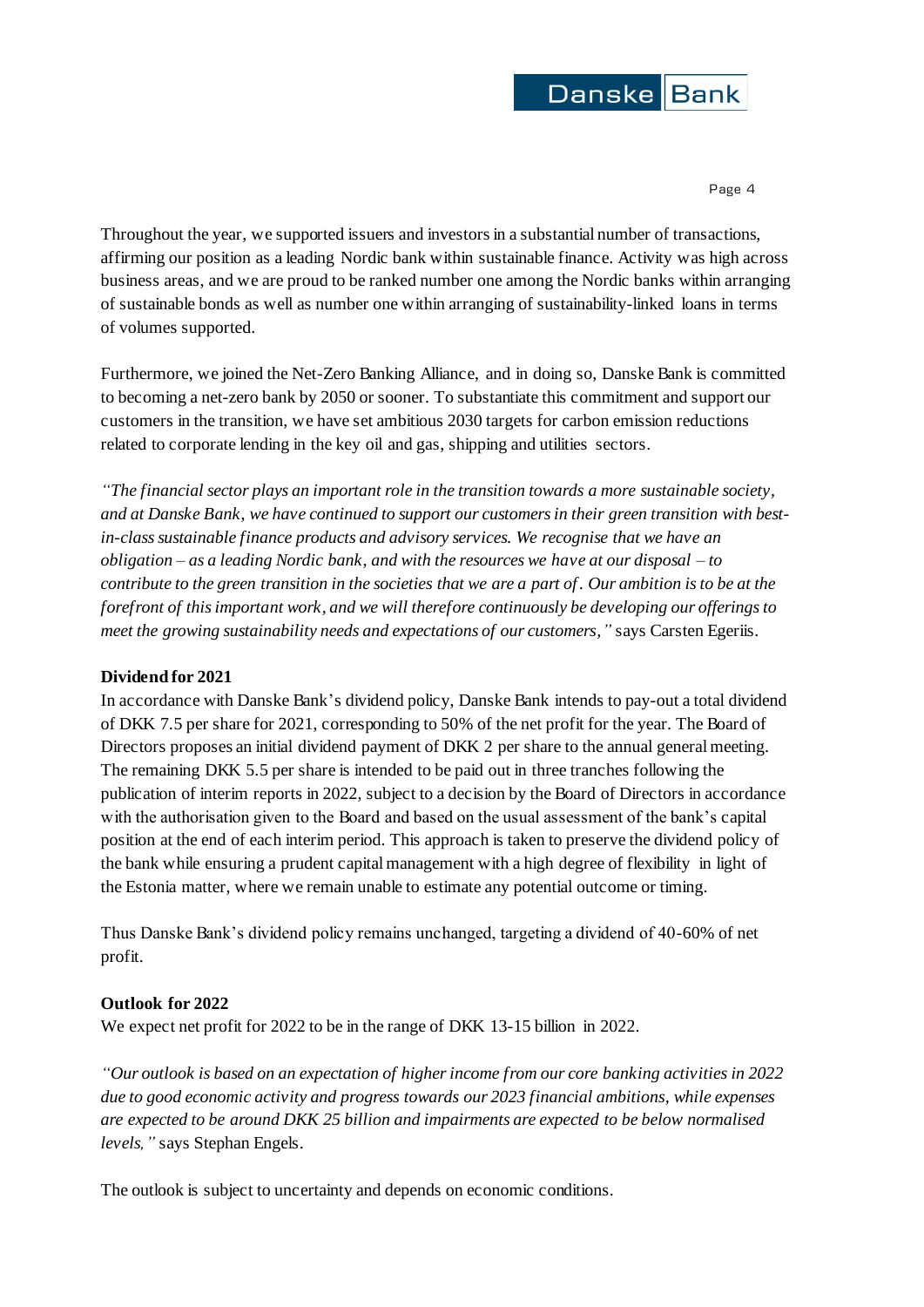Throughout the year, we supported issuers and investors in a substantial number of transactions, affirming our position as a leading Nordic bank within sustainable finance. Activity was high across business areas, and we are proud to be ranked number one among the Nordic banks within arranging of sustainable bonds as well as number one within arranging of sustainability-linked loans in terms of volumes supported.

Furthermore, we joined the Net-Zero Banking Alliance, and in doing so, Danske Bank is committed to becoming a net-zero bank by 2050 or sooner. To substantiate this commitment and support our customers in the transition, we have set ambitious 2030 targets for carbon emission reductions related to corporate lending in the key oil and gas, shipping and utilities sectors.

*"The financial sector plays an important role in the transition towards a more sustainable society, and at Danske Bank, we have continued to support our customers in their green transition with best-in-class sustainable finance products and advisory services. We recognise that we have an obligation – as a leading Nordic bank, and with the resources we have at our disposal – to contribute to the green transition in the societies that we are a part of. Our ambition is to be at the forefront of this important work, and we will therefore continuously be developing our offerings to meet the growing sustainability needs and expectations of our customers,"* says Carsten Egeriis.

**Dividend for 2021**

In accordance with Danske Bank's dividend policy, Danske Bank intends to pay-out a total dividend of DKK 7.5 per share for 2021, corresponding to 50% of the net profit for the year. The Board of Directors proposes an initial dividend payment of DKK 2 per share to the annual general meeting. The remaining DKK 5.5 per share is intended to be paid out in three tranches following the publication of interim reports in 2022, subject to a decision by the Board of Directors in accordance with the authorisation given to the Board and based on the usual assessment of the bank's capital position at the end of each interim period. This approach is taken to preserve the dividend policy of the bank while ensuring a prudent capital management with a high degree of flexibility in light of the Estonia matter, where we remain unable to estimate any potential outcome or timing.

Thus Danske Bank's dividend policy remains unchanged, targeting a dividend of 40-60% of net profit.

**Outlook for 2022**

We expect net profit for 2022 to be in the range of DKK 13-15 billion in 2022.

*"Our outlook is based on an expectation of higher income from our core banking activities in 2022 due to good economic activity and progress towards our 2023 financial ambitions, while expenses are expected to be around DKK 25 billion and impairments are expected to be below normalised levels,"* says Stephan Engels.

The outlook is subject to uncertainty and depends on economic conditions.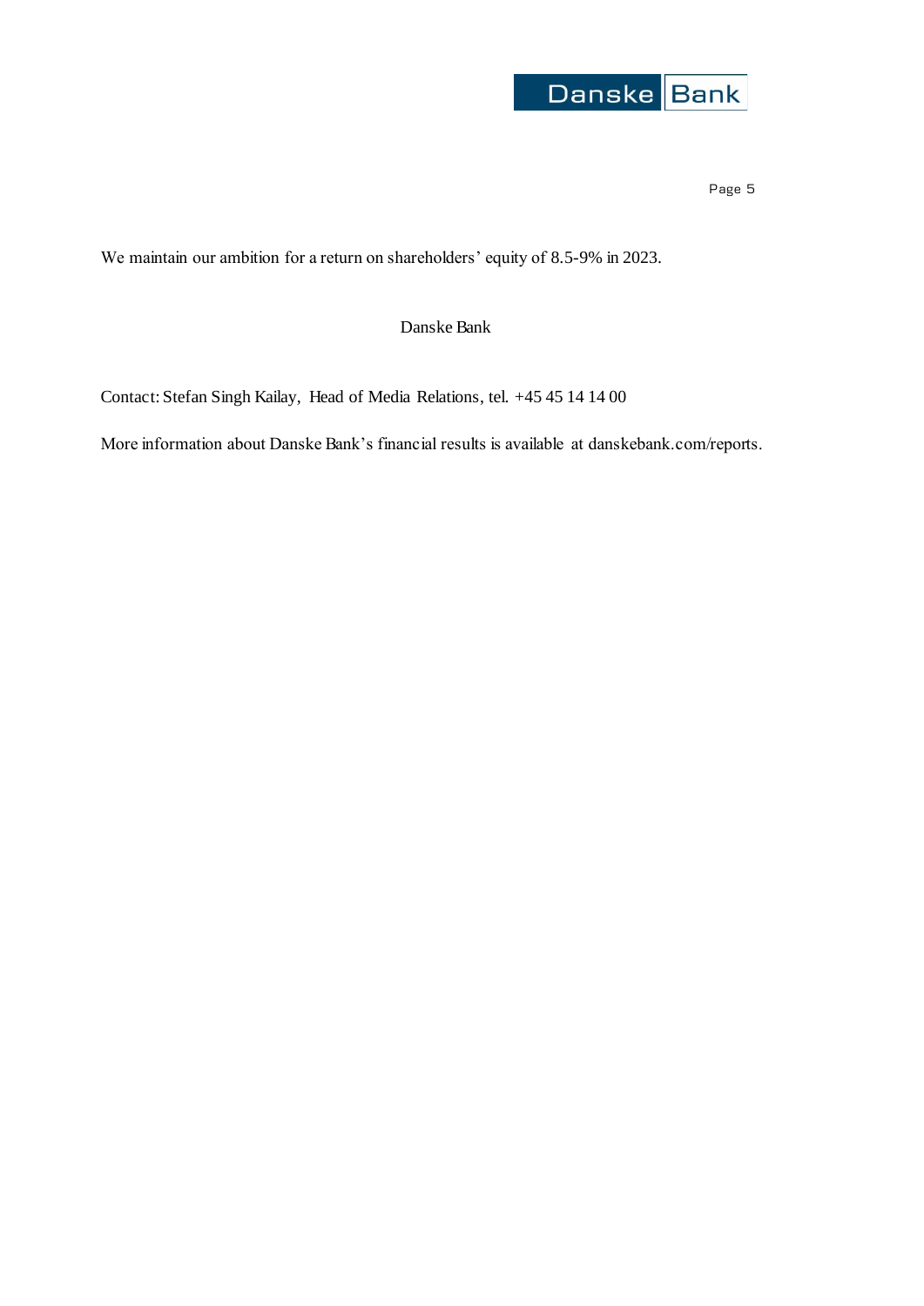We maintain our ambition for a return on shareholders' equity of 8.5-9% in 2023.

Danske Bank

Contact: Stefan Singh Kailay, Head of Media Relations, tel. +45 45 14 14 00

More information about Danske Bank's financial results is available at danskebank.com/reports.